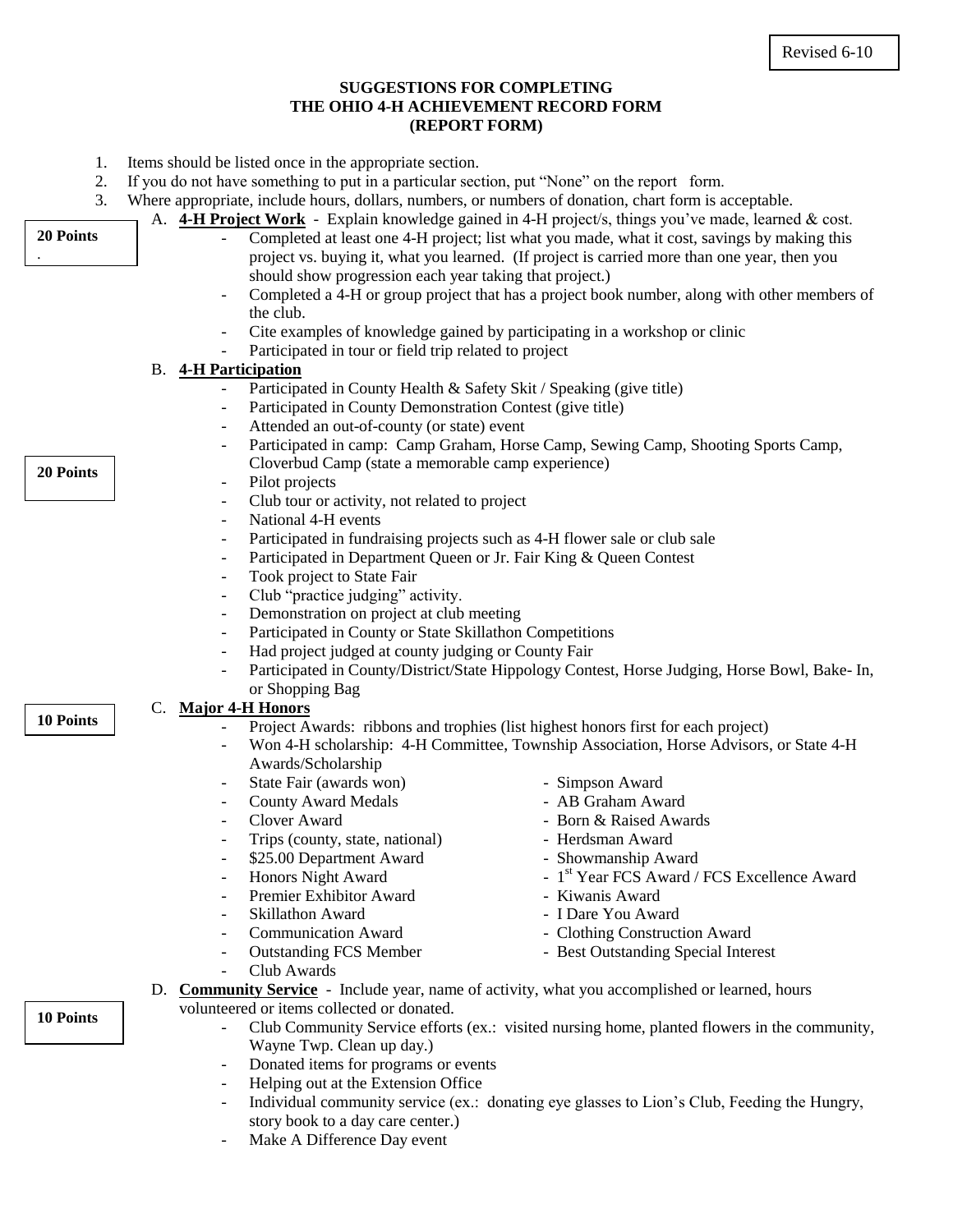Revised 6-10

# SUGGESTIONS FOR COMPLETING THE OHIO 4-H ACHIEVEMENT RECORD FORM (REPORT FORM)

1. Items should be listed once in the appropriate section.
2. If you do not have something to put in a particular section, put "None" on the report form.
3. Where appropriate, include hours, dollars, numbers, or numbers of donation, chart form is acceptable.

**20 Points**

A. **4-H Project Work** - Explain knowledge gained in 4-H project/s, things you've made, learned & cost.
   - Completed at least one 4-H project; list what you made, what it cost, savings by making this project vs. buying it, what you learned. (If project is carried more than one year, then you should show progression each year taking that project.)
   - Completed a 4-H or group project that has a project book number, along with other members of the club.
   - Cite examples of knowledge gained by participating in a workshop or clinic
   - Participated in tour or field trip related to project

**20 Points**

B. **4-H Participation**
   - Participated in County Health & Safety Skit / Speaking (give title)
   - Participated in County Demonstration Contest (give title)
   - Attended an out-of-county (or state) event
   - Participated in camp: Camp Graham, Horse Camp, Sewing Camp, Shooting Sports Camp, Cloverbud Camp (state a memorable camp experience)
   - Pilot projects
   - Club tour or activity, not related to project
   - National 4-H events
   - Participated in fundraising projects such as 4-H flower sale or club sale
   - Participated in Department Queen or Jr. Fair King & Queen Contest
   - Took project to State Fair
   - Club "practice judging" activity.
   - Demonstration on project at club meeting
   - Participated in County or State Skillathon Competitions
   - Had project judged at county judging or County Fair
   - Participated in County/District/State Hippology Contest, Horse Judging, Horse Bowl, Bake- In, or Shopping Bag

**10 Points**

C. **Major 4-H Honors**
   - Project Awards: ribbons and trophies (list highest honors first for each project)
   - Won 4-H scholarship: 4-H Committee, Township Association, Horse Advisors, or State 4-H Awards/Scholarship
   - State Fair (awards won)
   - County Award Medals
   - Clover Award
   - Trips (county, state, national)
   - $25.00 Department Award
   - Honors Night Award
   - Premier Exhibitor Award
   - Skillathon Award
   - Communication Award
   - Outstanding FCS Member
   - Club Awards
   - Simpson Award
   - AB Graham Award
   - Born & Raised Awards
   - Herdsman Award
   - Showmanship Award
   - 1st Year FCS Award / FCS Excellence Award
   - Kiwanis Award
   - I Dare You Award
   - Clothing Construction Award
   - Best Outstanding Special Interest

**10 Points**

D. **Community Service** - Include year, name of activity, what you accomplished or learned, hours volunteered or items collected or donated.
   - Club Community Service efforts (ex.: visited nursing home, planted flowers in the community, Wayne Twp. Clean up day.)
   - Donated items for programs or events
   - Helping out at the Extension Office
   - Individual community service (ex.: donating eye glasses to Lion's Club, Feeding the Hungry, story book to a day care center.)
   - Make A Difference Day event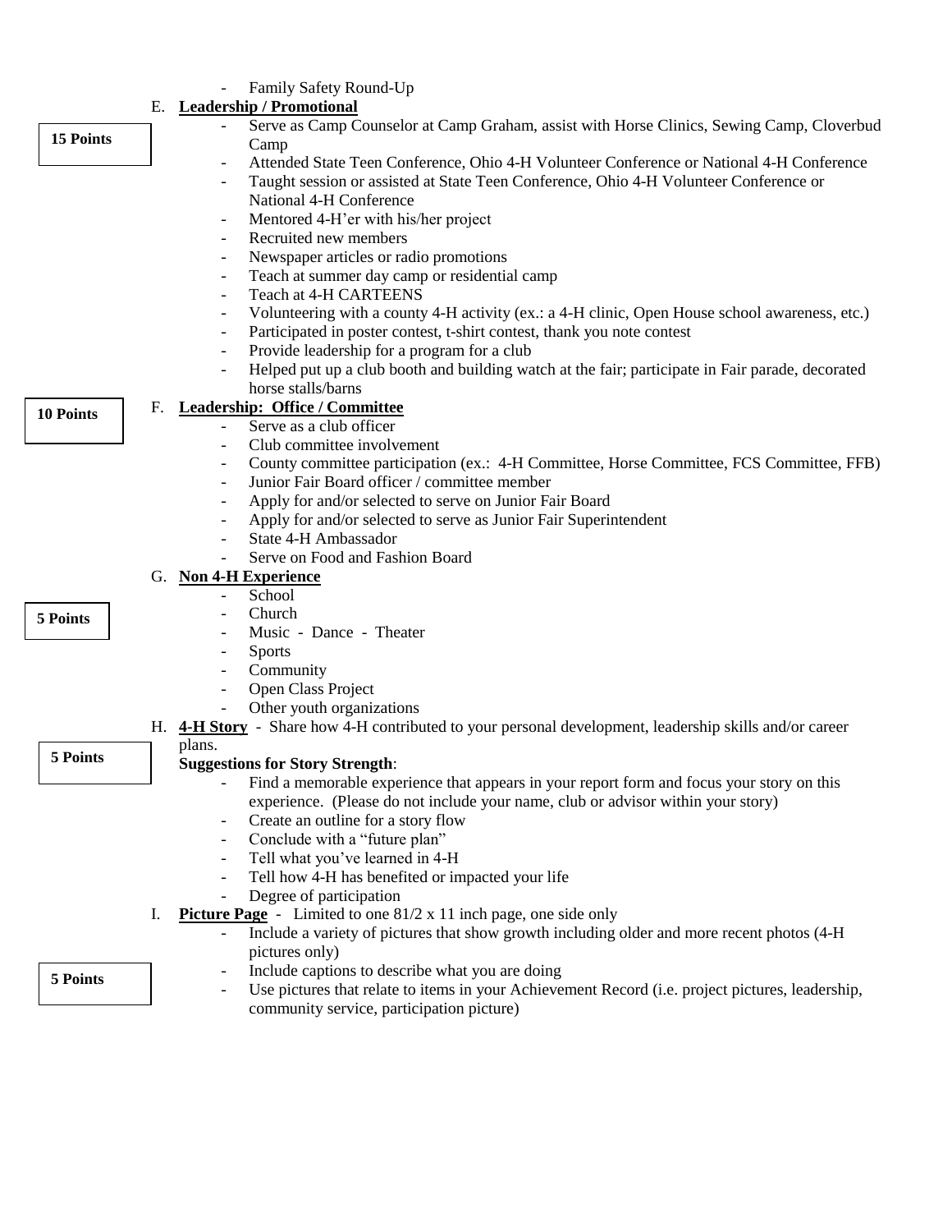- Family Safety Round-Up

E. **Leadership / Promotional**

**15 Points**

- Serve as Camp Counselor at Camp Graham, assist with Horse Clinics, Sewing Camp, Cloverbud Camp
- Attended State Teen Conference, Ohio 4-H Volunteer Conference or National 4-H Conference
- Taught session or assisted at State Teen Conference, Ohio 4-H Volunteer Conference or National 4-H Conference
- Mentored 4-H'er with his/her project
- Recruited new members
- Newspaper articles or radio promotions
- Teach at summer day camp or residential camp
- Teach at 4-H CARTEENS
- Volunteering with a county 4-H activity (ex.: a 4-H clinic, Open House school awareness, etc.)
- Participated in poster contest, t-shirt contest, thank you note contest
- Provide leadership for a program for a club
- Helped put up a club booth and building watch at the fair; participate in Fair parade, decorated horse stalls/barns

F. **Leadership: Office / Committee**

**10 Points**

- Serve as a club officer
- Club committee involvement
- County committee participation (ex.: 4-H Committee, Horse Committee, FCS Committee, FFB)
- Junior Fair Board officer / committee member
- Apply for and/or selected to serve on Junior Fair Board
- Apply for and/or selected to serve as Junior Fair Superintendent
- State 4-H Ambassador
- Serve on Food and Fashion Board

G. **Non 4-H Experience**

**5 Points**

- School
- Church
- Music - Dance - Theater
- Sports
- Community
- Open Class Project
- Other youth organizations

H. **4-H Story** - Share how 4-H contributed to your personal development, leadership skills and/or career plans.

**5 Points**

**Suggestions for Story Strength**:

- Find a memorable experience that appears in your report form and focus your story on this experience. (Please do not include your name, club or advisor within your story)
- Create an outline for a story flow
- Conclude with a "future plan"
- Tell what you've learned in 4-H
- Tell how 4-H has benefited or impacted your life
- Degree of participation

I. **Picture Page** - Limited to one 81/2 x 11 inch page, one side only

**5 Points**

- Include a variety of pictures that show growth including older and more recent photos (4-H pictures only)
- Include captions to describe what you are doing
- Use pictures that relate to items in your Achievement Record (i.e. project pictures, leadership, community service, participation picture)